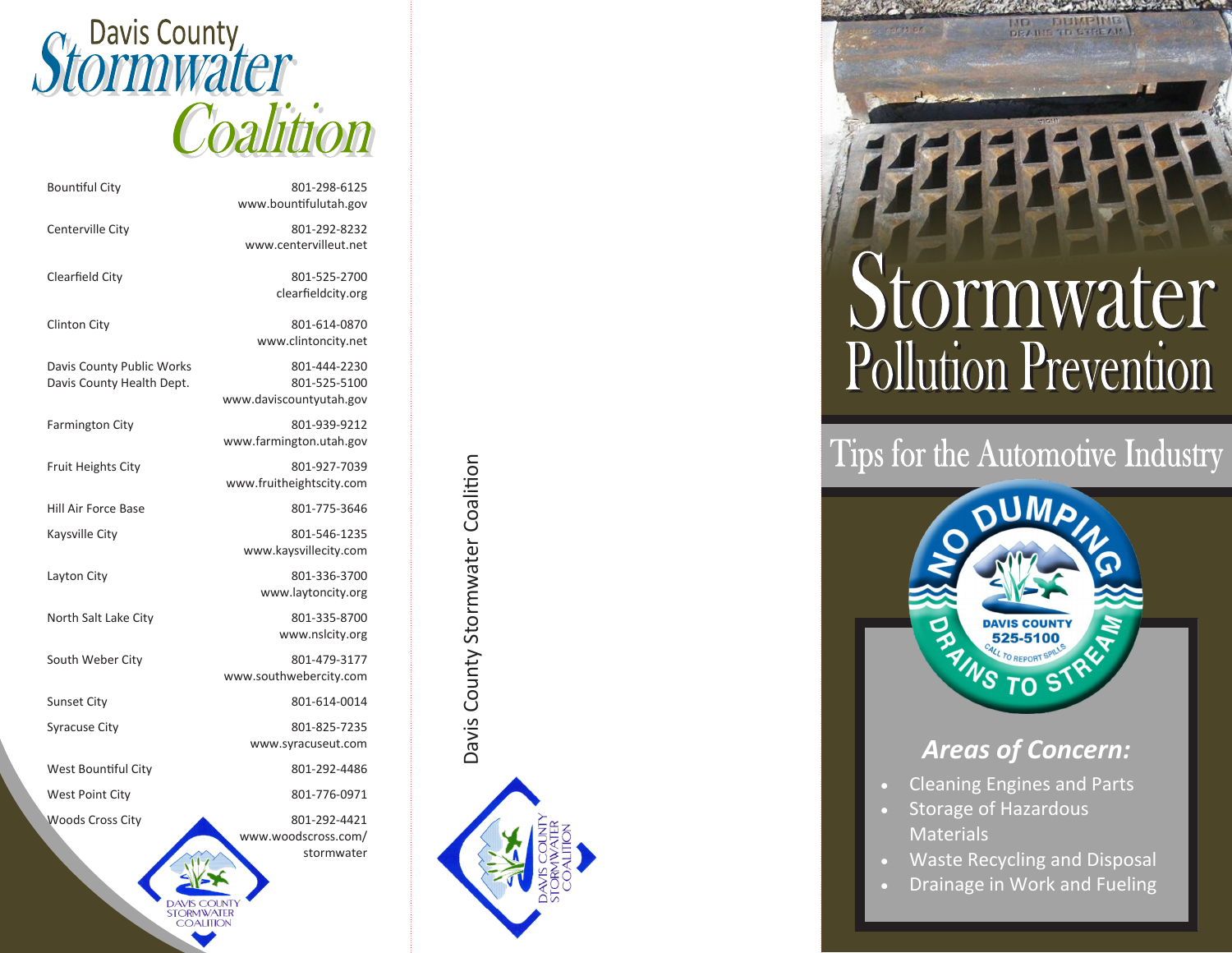# Davis County Stormwater Coalition

| | |
|---|---|
| Bountiful City | 801-298-6125<br>www.bountifulutah.gov |
| Centerville City | 801-292-8232<br>www.centervilleut.net |
| Clearfield City | 801-525-2700<br>clearfieldcity.org |
| Clinton City | 801-614-0870<br>www.clintoncity.net |
| Davis County Public Works | 801-444-2230 |
| Davis County Health Dept. | 801-525-5100<br>www.daviscountyutah.gov |
| Farmington City | 801-939-9212<br>www.farmington.utah.gov |
| Fruit Heights City | 801-927-7039<br>www.fruitheightscity.com |
| Hill Air Force Base | 801-775-3646 |
| Kaysville City | 801-546-1235<br>www.kaysvillecity.com |
| Layton City | 801-336-3700<br>www.laytoncity.org |
| North Salt Lake City | 801-335-8700<br>www.nslcity.org |
| South Weber City | 801-479-3177<br>www.southwebercity.com |
| Sunset City | 801-614-0014 |
| Syracuse City | 801-825-7235<br>www.syracuseut.com |
| West Bountiful City | 801-292-4486 |
| West Point City | 801-776-0971 |
| Woods Cross City | 801-292-4421<br>www.woodscross.com/stormwater |

DAVIS COUNTY STORMWATER COALITION

Davis County Stormwater Coalition

DAVIS COUNTY STORMWATER COALITION

NO DUMPING DRAINS TO STREAM

# Stormwater Pollution Prevention

## Tips for the Automotive Industry

NO DUMPING DRAINS TO STREAM
DAVIS COUNTY 525-5100
CALL TO REPORT SPILLS

### *Areas of Concern:*

- Cleaning Engines and Parts
- Storage of Hazardous Materials
- Waste Recycling and Disposal
- Drainage in Work and Fueling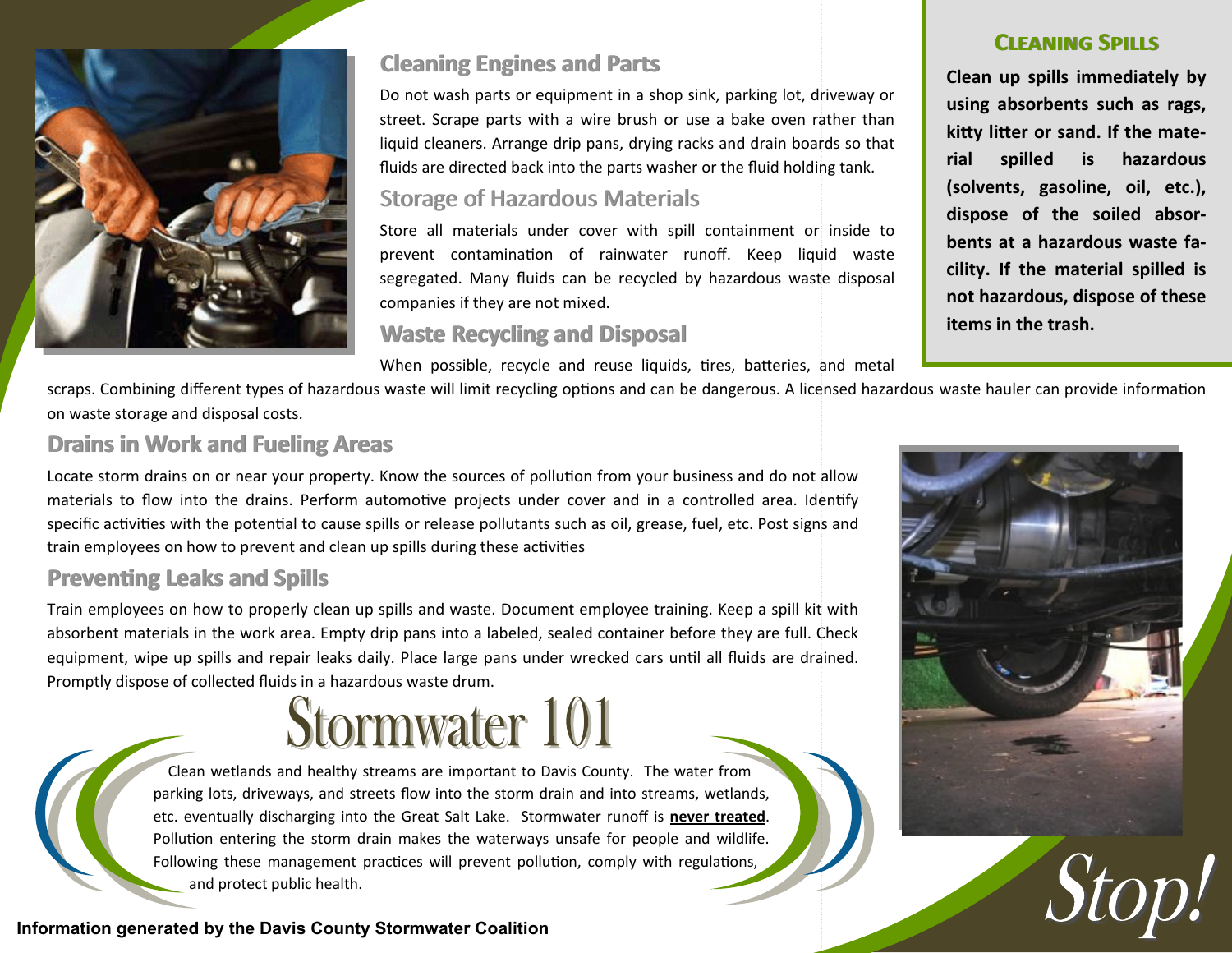## Cleaning Engines and Parts

Do not wash parts or equipment in a shop sink, parking lot, driveway or street. Scrape parts with a wire brush or use a bake oven rather than liquid cleaners. Arrange drip pans, drying racks and drain boards so that fluids are directed back into the parts washer or the fluid holding tank.

## Storage of Hazardous Materials

Store all materials under cover with spill containment or inside to prevent contamination of rainwater runoff. Keep liquid waste segregated. Many fluids can be recycled by hazardous waste disposal companies if they are not mixed.

## Waste Recycling and Disposal

When possible, recycle and reuse liquids, tires, batteries, and metal scraps. Combining different types of hazardous waste will limit recycling options and can be dangerous. A licensed hazardous waste hauler can provide information on waste storage and disposal costs.

## Cleaning Spills

**Clean up spills immediately by using absorbents such as rags, kitty litter or sand. If the material spilled is hazardous (solvents, gasoline, oil, etc.), dispose of the soiled absorbents at a hazardous waste facility. If the material spilled is not hazardous, dispose of these items in the trash.**

## Drains in Work and Fueling Areas

Locate storm drains on or near your property. Know the sources of pollution from your business and do not allow materials to flow into the drains. Perform automotive projects under cover and in a controlled area. Identify specific activities with the potential to cause spills or release pollutants such as oil, grease, fuel, etc. Post signs and train employees on how to prevent and clean up spills during these activities

## Preventing Leaks and Spills

Train employees on how to properly clean up spills and waste. Document employee training. Keep a spill kit with absorbent materials in the work area. Empty drip pans into a labeled, sealed container before they are full. Check equipment, wipe up spills and repair leaks daily. Place large pans under wrecked cars until all fluids are drained. Promptly dispose of collected fluids in a hazardous waste drum.

# Stormwater 101

Clean wetlands and healthy streams are important to Davis County. The water from parking lots, driveways, and streets flow into the storm drain and into streams, wetlands, etc. eventually discharging into the Great Salt Lake. Stormwater runoff is **never treated**. Pollution entering the storm drain makes the waterways unsafe for people and wildlife. Following these management practices will prevent pollution, comply with regulations, and protect public health.

*Stop!*

**Information generated by the Davis County Stormwater Coalition**